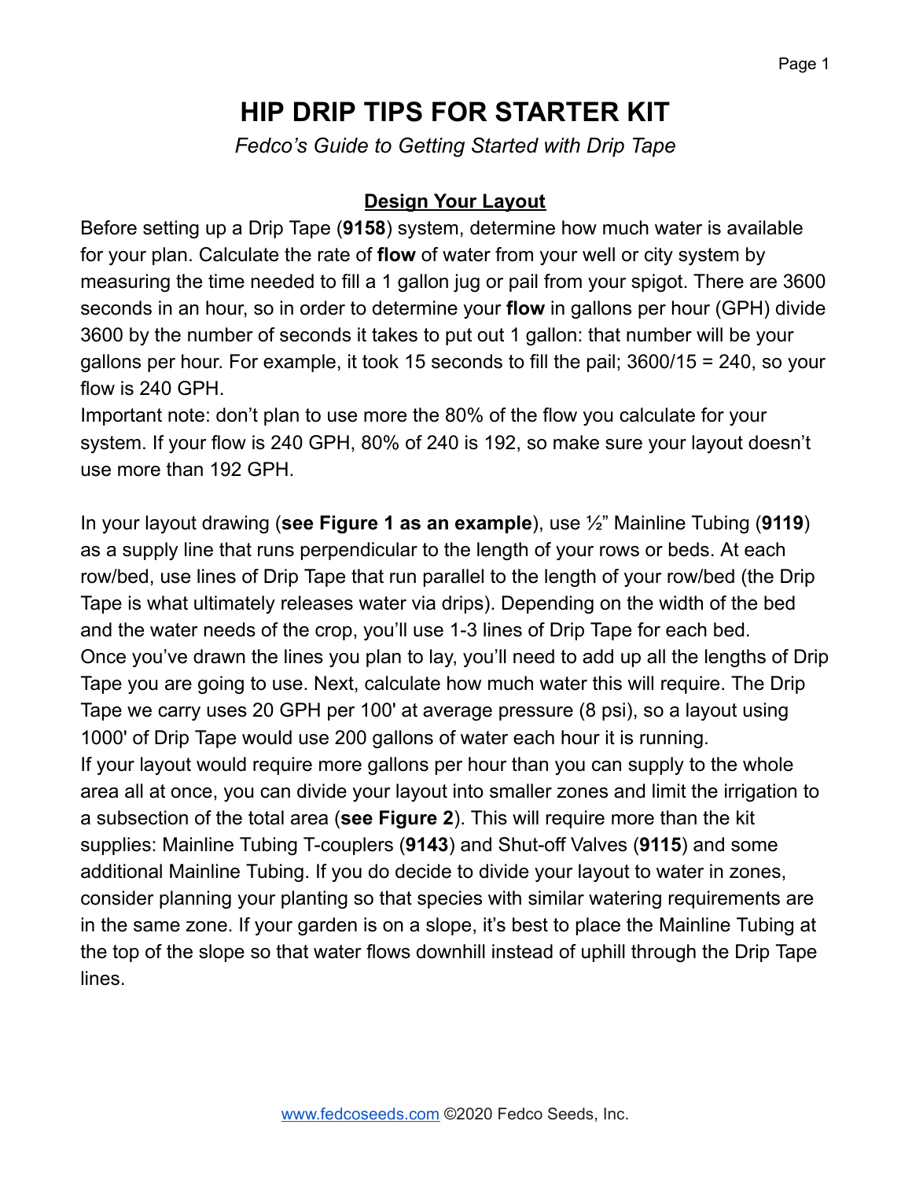# HIP DRIP TIPS FOR STARTER KIT

*Fedco's Guide to Getting Started with Drip Tape*

## Design Your Layout

Before setting up a Drip Tape (**9158**) system, determine how much water is available for your plan. Calculate the rate of **flow** of water from your well or city system by measuring the time needed to fill a 1 gallon jug or pail from your spigot. There are 3600 seconds in an hour, so in order to determine your **flow** in gallons per hour (GPH) divide 3600 by the number of seconds it takes to put out 1 gallon: that number will be your gallons per hour. For example, it took 15 seconds to fill the pail; 3600/15 = 240, so your flow is 240 GPH.

Important note: don't plan to use more the 80% of the flow you calculate for your system. If your flow is 240 GPH, 80% of 240 is 192, so make sure your layout doesn't use more than 192 GPH.

In your layout drawing (**see Figure 1 as an example**), use ½" Mainline Tubing (**9119**) as a supply line that runs perpendicular to the length of your rows or beds. At each row/bed, use lines of Drip Tape that run parallel to the length of your row/bed (the Drip Tape is what ultimately releases water via drips). Depending on the width of the bed and the water needs of the crop, you'll use 1-3 lines of Drip Tape for each bed.

Once you've drawn the lines you plan to lay, you'll need to add up all the lengths of Drip Tape you are going to use. Next, calculate how much water this will require. The Drip Tape we carry uses 20 GPH per 100' at average pressure (8 psi), so a layout using 1000' of Drip Tape would use 200 gallons of water each hour it is running.

If your layout would require more gallons per hour than you can supply to the whole area all at once, you can divide your layout into smaller zones and limit the irrigation to a subsection of the total area (**see Figure 2**). This will require more than the kit supplies: Mainline Tubing T-couplers (**9143**) and Shut-off Valves (**9115**) and some additional Mainline Tubing. If you do decide to divide your layout to water in zones, consider planning your planting so that species with similar watering requirements are in the same zone. If your garden is on a slope, it's best to place the Mainline Tubing at the top of the slope so that water flows downhill instead of uphill through the Drip Tape lines.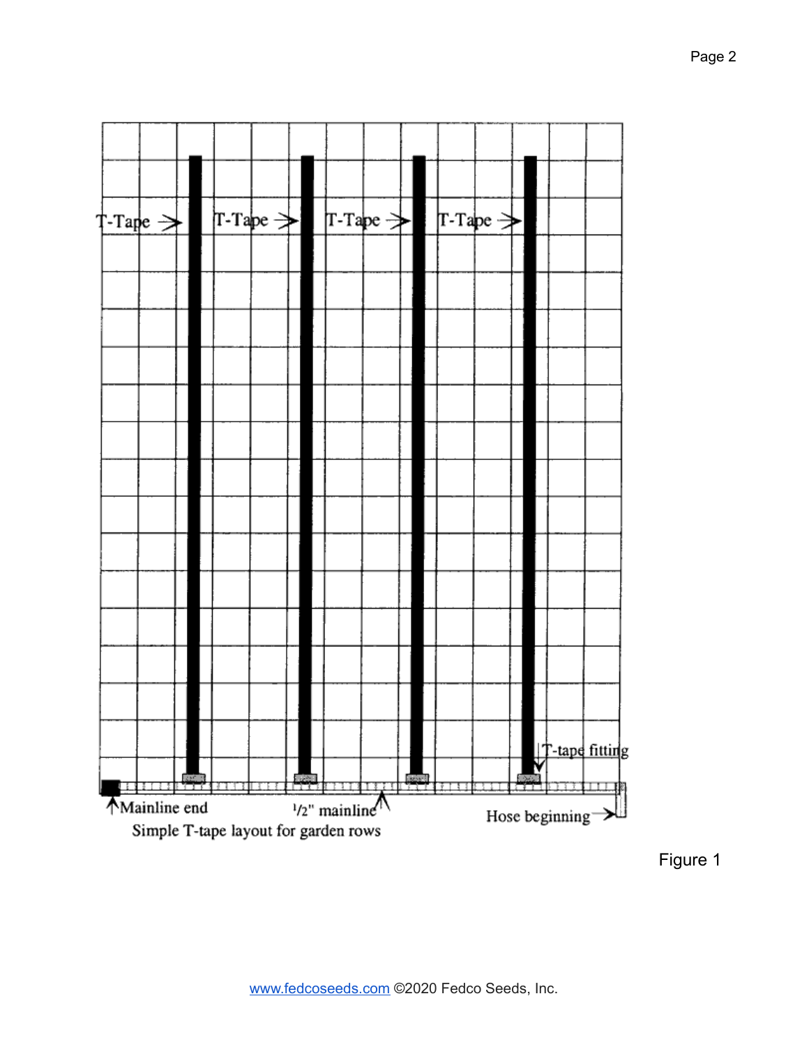T-Tape → T-Tape → T-Tape → T-Tape →

T-tape fitting

Mainline end

½" mainline

Hose beginning

Simple T-tape layout for garden rows

Figure 1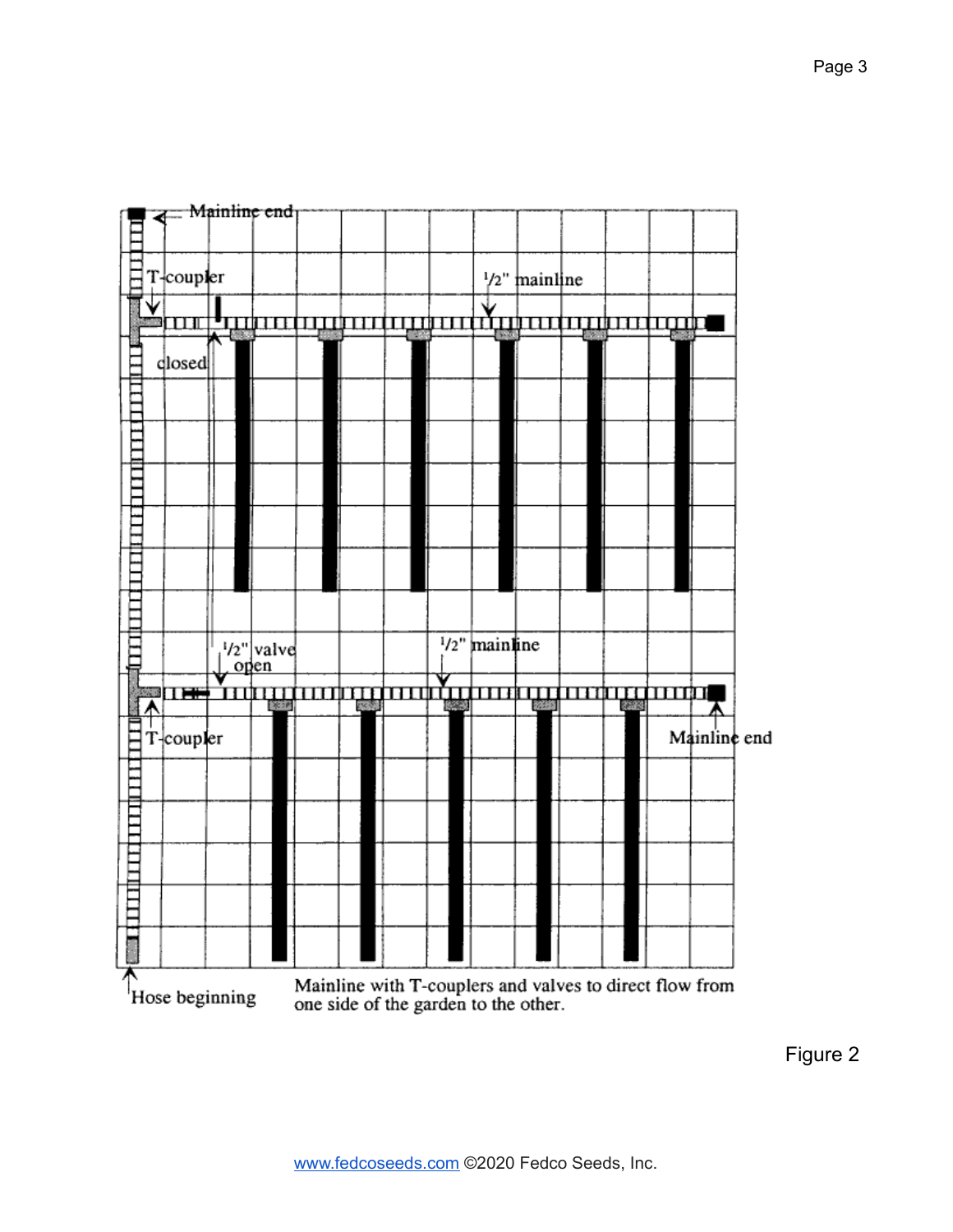Mainline with T-couplers and valves to direct flow from one side of the garden to the other.

Figure 2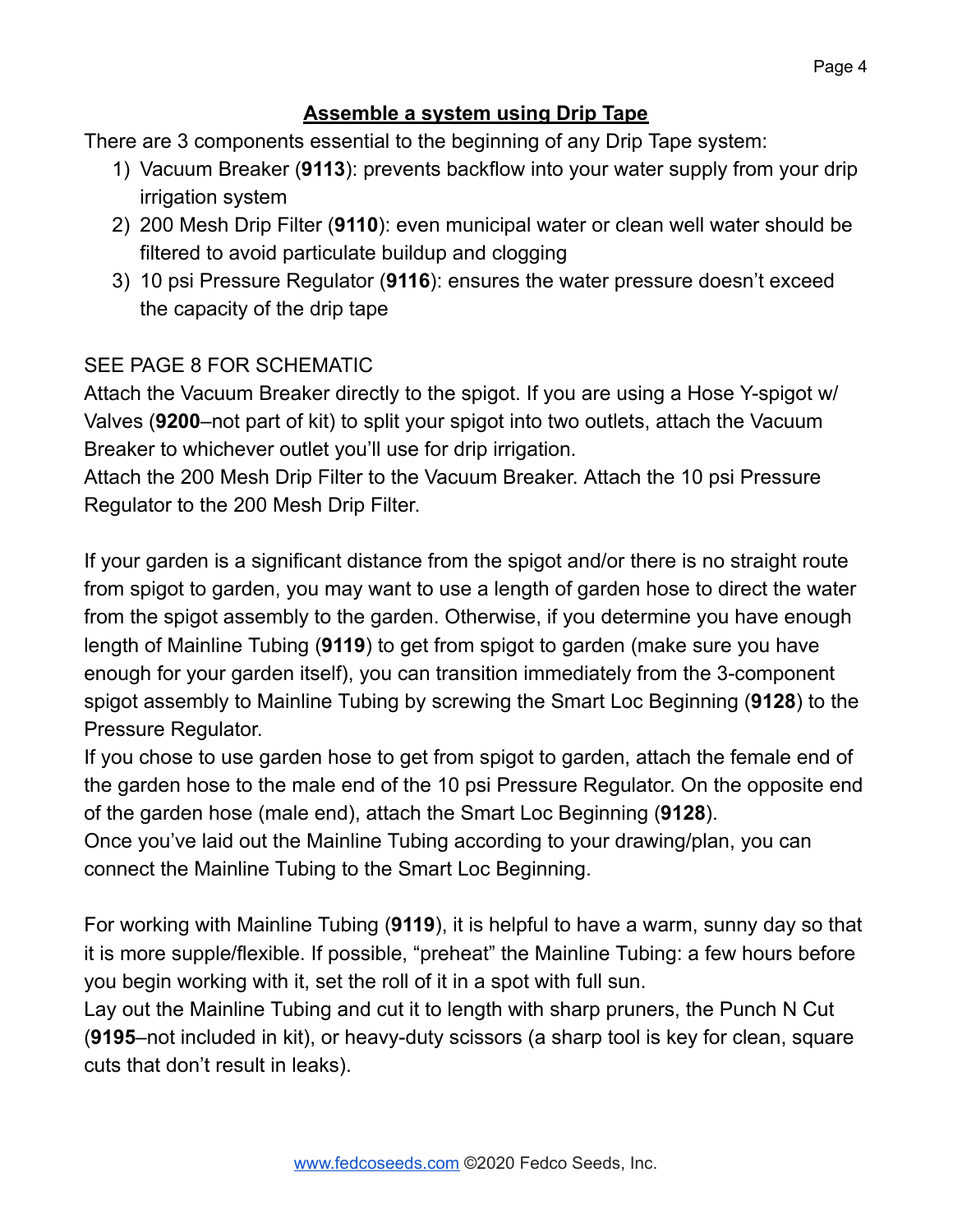## Assemble a system using Drip Tape

There are 3 components essential to the beginning of any Drip Tape system:

1) Vacuum Breaker (**9113**): prevents backflow into your water supply from your drip irrigation system
2) 200 Mesh Drip Filter (**9110**): even municipal water or clean well water should be filtered to avoid particulate buildup and clogging
3) 10 psi Pressure Regulator (**9116**): ensures the water pressure doesn't exceed the capacity of the drip tape

SEE PAGE 8 FOR SCHEMATIC

Attach the Vacuum Breaker directly to the spigot. If you are using a Hose Y-spigot w/ Valves (**9200**–not part of kit) to split your spigot into two outlets, attach the Vacuum Breaker to whichever outlet you'll use for drip irrigation.

Attach the 200 Mesh Drip Filter to the Vacuum Breaker. Attach the 10 psi Pressure Regulator to the 200 Mesh Drip Filter.

If your garden is a significant distance from the spigot and/or there is no straight route from spigot to garden, you may want to use a length of garden hose to direct the water from the spigot assembly to the garden. Otherwise, if you determine you have enough length of Mainline Tubing (**9119**) to get from spigot to garden (make sure you have enough for your garden itself), you can transition immediately from the 3-component spigot assembly to Mainline Tubing by screwing the Smart Loc Beginning (**9128**) to the Pressure Regulator.

If you chose to use garden hose to get from spigot to garden, attach the female end of the garden hose to the male end of the 10 psi Pressure Regulator. On the opposite end of the garden hose (male end), attach the Smart Loc Beginning (**9128**).

Once you've laid out the Mainline Tubing according to your drawing/plan, you can connect the Mainline Tubing to the Smart Loc Beginning.

For working with Mainline Tubing (**9119**), it is helpful to have a warm, sunny day so that it is more supple/flexible. If possible, "preheat" the Mainline Tubing: a few hours before you begin working with it, set the roll of it in a spot with full sun.

Lay out the Mainline Tubing and cut it to length with sharp pruners, the Punch N Cut (**9195**–not included in kit), or heavy-duty scissors (a sharp tool is key for clean, square cuts that don't result in leaks).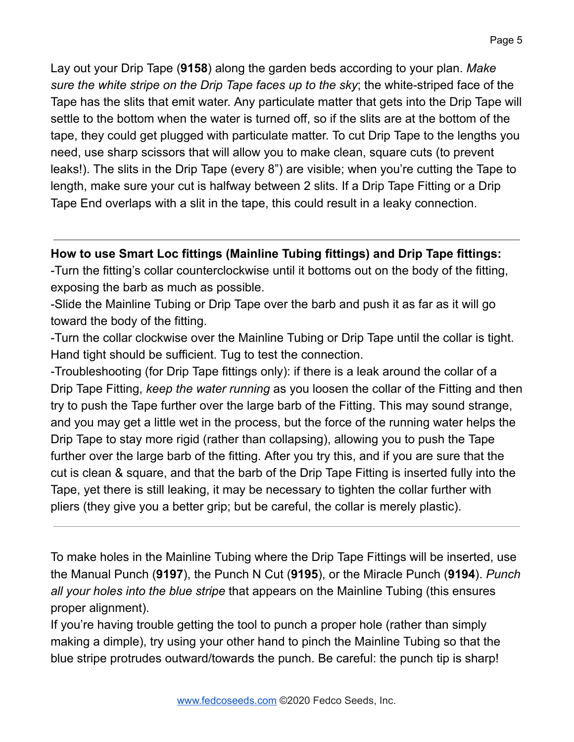Lay out your Drip Tape (**9158**) along the garden beds according to your plan. *Make sure the white stripe on the Drip Tape faces up to the sky*; the white-striped face of the Tape has the slits that emit water. Any particulate matter that gets into the Drip Tape will settle to the bottom when the water is turned off, so if the slits are at the bottom of the tape, they could get plugged with particulate matter. To cut Drip Tape to the lengths you need, use sharp scissors that will allow you to make clean, square cuts (to prevent leaks!). The slits in the Drip Tape (every 8”) are visible; when you’re cutting the Tape to length, make sure your cut is halfway between 2 slits. If a Drip Tape Fitting or a Drip Tape End overlaps with a slit in the tape, this could result in a leaky connection.

---

**How to use Smart Loc fittings (Mainline Tubing fittings) and Drip Tape fittings:**

-Turn the fitting’s collar counterclockwise until it bottoms out on the body of the fitting, exposing the barb as much as possible.

-Slide the Mainline Tubing or Drip Tape over the barb and push it as far as it will go toward the body of the fitting.

-Turn the collar clockwise over the Mainline Tubing or Drip Tape until the collar is tight. Hand tight should be sufficient. Tug to test the connection.

-Troubleshooting (for Drip Tape fittings only): if there is a leak around the collar of a Drip Tape Fitting, *keep the water running* as you loosen the collar of the Fitting and then try to push the Tape further over the large barb of the Fitting. This may sound strange, and you may get a little wet in the process, but the force of the running water helps the Drip Tape to stay more rigid (rather than collapsing), allowing you to push the Tape further over the large barb of the fitting. After you try this, and if you are sure that the cut is clean & square, and that the barb of the Drip Tape Fitting is inserted fully into the Tape, yet there is still leaking, it may be necessary to tighten the collar further with pliers (they give you a better grip; but be careful, the collar is merely plastic).

---

To make holes in the Mainline Tubing where the Drip Tape Fittings will be inserted, use the Manual Punch (**9197**), the Punch N Cut (**9195**), or the Miracle Punch (**9194**). *Punch all your holes into the blue stripe* that appears on the Mainline Tubing (this ensures proper alignment).

If you’re having trouble getting the tool to punch a proper hole (rather than simply making a dimple), try using your other hand to pinch the Mainline Tubing so that the blue stripe protrudes outward/towards the punch. Be careful: the punch tip is sharp!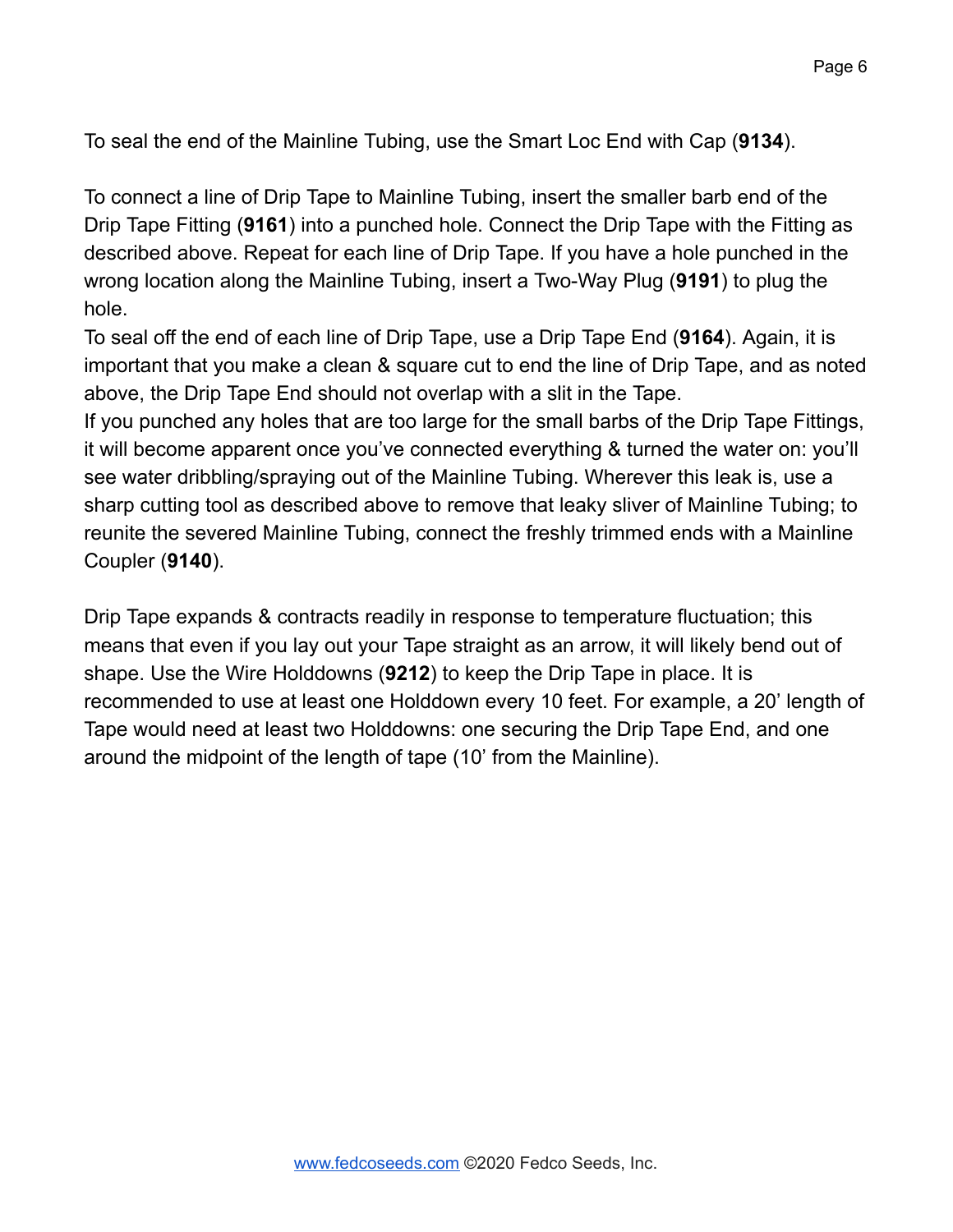To seal the end of the Mainline Tubing, use the Smart Loc End with Cap (**9134**).

To connect a line of Drip Tape to Mainline Tubing, insert the smaller barb end of the Drip Tape Fitting (**9161**) into a punched hole. Connect the Drip Tape with the Fitting as described above. Repeat for each line of Drip Tape. If you have a hole punched in the wrong location along the Mainline Tubing, insert a Two-Way Plug (**9191**) to plug the hole.

To seal off the end of each line of Drip Tape, use a Drip Tape End (**9164**). Again, it is important that you make a clean & square cut to end the line of Drip Tape, and as noted above, the Drip Tape End should not overlap with a slit in the Tape.

If you punched any holes that are too large for the small barbs of the Drip Tape Fittings, it will become apparent once you've connected everything & turned the water on: you'll see water dribbling/spraying out of the Mainline Tubing. Wherever this leak is, use a sharp cutting tool as described above to remove that leaky sliver of Mainline Tubing; to reunite the severed Mainline Tubing, connect the freshly trimmed ends with a Mainline Coupler (**9140**).

Drip Tape expands & contracts readily in response to temperature fluctuation; this means that even if you lay out your Tape straight as an arrow, it will likely bend out of shape. Use the Wire Holddowns (**9212**) to keep the Drip Tape in place. It is recommended to use at least one Holddown every 10 feet. For example, a 20' length of Tape would need at least two Holddowns: one securing the Drip Tape End, and one around the midpoint of the length of tape (10' from the Mainline).

[www.fedcoseeds.com](http://www.fedcoseeds.com) ©2020 Fedco Seeds, Inc.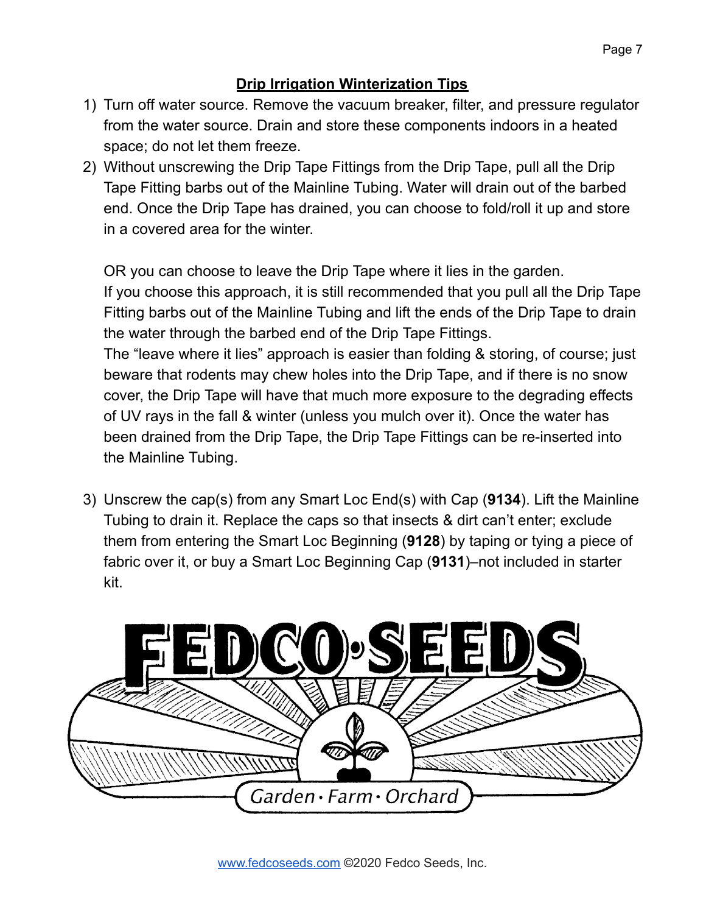## Drip Irrigation Winterization Tips

1) Turn off water source. Remove the vacuum breaker, filter, and pressure regulator from the water source. Drain and store these components indoors in a heated space; do not let them freeze.
2) Without unscrewing the Drip Tape Fittings from the Drip Tape, pull all the Drip Tape Fitting barbs out of the Mainline Tubing. Water will drain out of the barbed end. Once the Drip Tape has drained, you can choose to fold/roll it up and store in a covered area for the winter.

   OR you can choose to leave the Drip Tape where it lies in the garden. If you choose this approach, it is still recommended that you pull all the Drip Tape Fitting barbs out of the Mainline Tubing and lift the ends of the Drip Tape to drain the water through the barbed end of the Drip Tape Fittings. The "leave where it lies" approach is easier than folding & storing, of course; just beware that rodents may chew holes into the Drip Tape, and if there is no snow cover, the Drip Tape will have that much more exposure to the degrading effects of UV rays in the fall & winter (unless you mulch over it). Once the water has been drained from the Drip Tape, the Drip Tape Fittings can be re-inserted into the Mainline Tubing.

3) Unscrew the cap(s) from any Smart Loc End(s) with Cap (**9134**). Lift the Mainline Tubing to drain it. Replace the caps so that insects & dirt can't enter; exclude them from entering the Smart Loc Beginning (**9128**) by taping or tying a piece of fabric over it, or buy a Smart Loc Beginning Cap (**9131**)–not included in starter kit.

FEDCO SEEDS

Garden • Farm • Orchard

www.fedcoseeds.com ©2020 Fedco Seeds, Inc.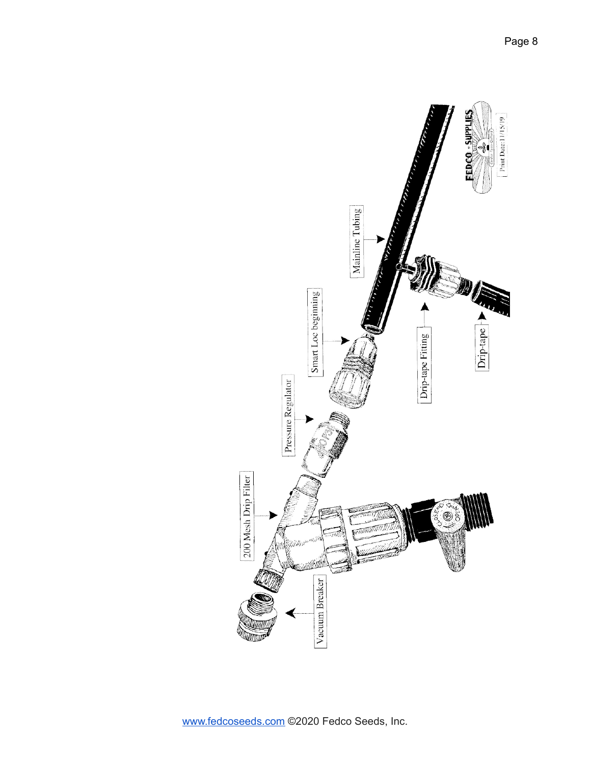Vacuum Breaker

200 Mesh Drip Filter

Pressure Regulator

Smart Loc beginning

Mainline Tubing

Drip-tape Fitting

Drip-tape

FEDCO SUPPLIES

Print Date:11/15/19

www.fedcoseeds.com ©2020 Fedco Seeds, Inc.